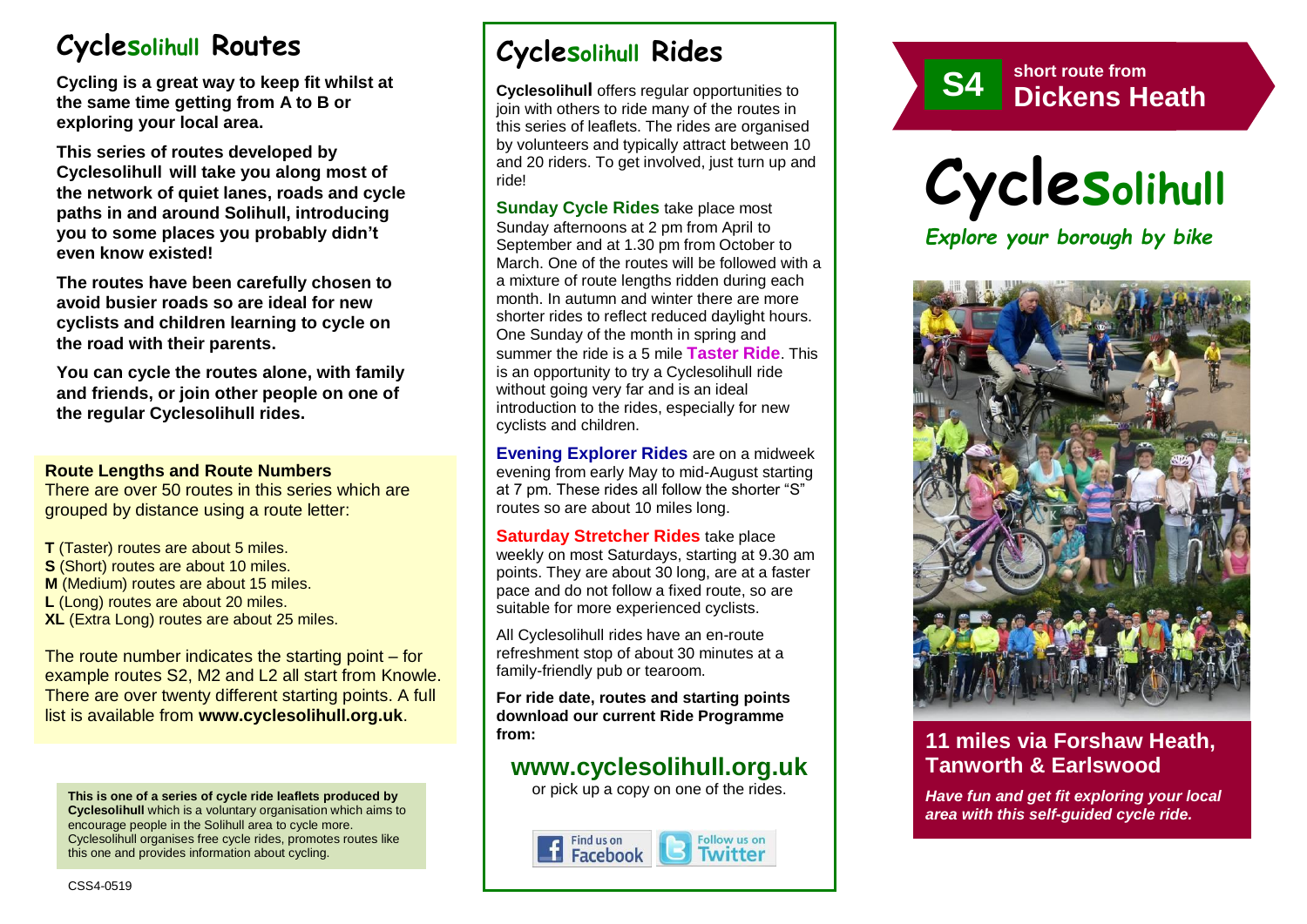# Cyclesolihull Routes

**Cycling is a great way to keep fit whilst at the same time getting from A to B or exploring your local area.**

**This series of routes developed by Cyclesolihull will take you along most of the network of quiet lanes, roads and cycle paths in and around Solihull, introducing you to some places you probably didn't even know existed!**

**The routes have been carefully chosen to avoid busier roads so are ideal for new cyclists and children learning to cycle on the road with their parents.**

**You can cycle the routes alone, with family and friends, or join other people on one of the regular Cyclesolihull rides.**

**Route Lengths and Route Numbers**

There are over 50 routes in this series which are grouped by distance using a route letter:

**T** (Taster) routes are about 5 miles.
**S** (Short) routes are about 10 miles.
**M** (Medium) routes are about 15 miles.
**L** (Long) routes are about 20 miles.
**XL** (Extra Long) routes are about 25 miles.

The route number indicates the starting point – for example routes S2, M2 and L2 all start from Knowle. There are over twenty different starting points. A full list is available from **www.cyclesolihull.org.uk**.

**This is one of a series of cycle ride leaflets produced by Cyclesolihull** which is a voluntary organisation which aims to encourage people in the Solihull area to cycle more. Cyclesolihull organises free cycle rides, promotes routes like this one and provides information about cycling.

CSS4-0519

# Cyclesolihull Rides

**Cyclesolihull** offers regular opportunities to join with others to ride many of the routes in this series of leaflets. The rides are organised by volunteers and typically attract between 10 and 20 riders. To get involved, just turn up and ride!

**Sunday Cycle Rides** take place most Sunday afternoons at 2 pm from April to September and at 1.30 pm from October to March. One of the routes will be followed with a a mixture of route lengths ridden during each month. In autumn and winter there are more shorter rides to reflect reduced daylight hours. One Sunday of the month in spring and summer the ride is a 5 mile **Taster Ride**. This is an opportunity to try a Cyclesolihull ride without going very far and is an ideal introduction to the rides, especially for new cyclists and children.

**Evening Explorer Rides** are on a midweek evening from early May to mid-August starting at 7 pm. These rides all follow the shorter "S" routes so are about 10 miles long.

**Saturday Stretcher Rides** take place weekly on most Saturdays, starting at 9.30 am points. They are about 30 long, are at a faster pace and do not follow a fixed route, so are suitable for more experienced cyclists.

All Cyclesolihull rides have an en-route refreshment stop of about 30 minutes at a family-friendly pub or tearoom.

**For ride date, routes and starting points download our current Ride Programme from:**

## www.cyclesolihull.org.uk

or pick up a copy on one of the rides.

Find us on Facebook | Follow us on Twitter

# S4 short route from Dickens Heath

# Cyclesolihull

*Explore your borough by bike*

## 11 miles via Forshaw Heath, Tanworth & Earlswood

***Have fun and get fit exploring your local area with this self-guided cycle ride.***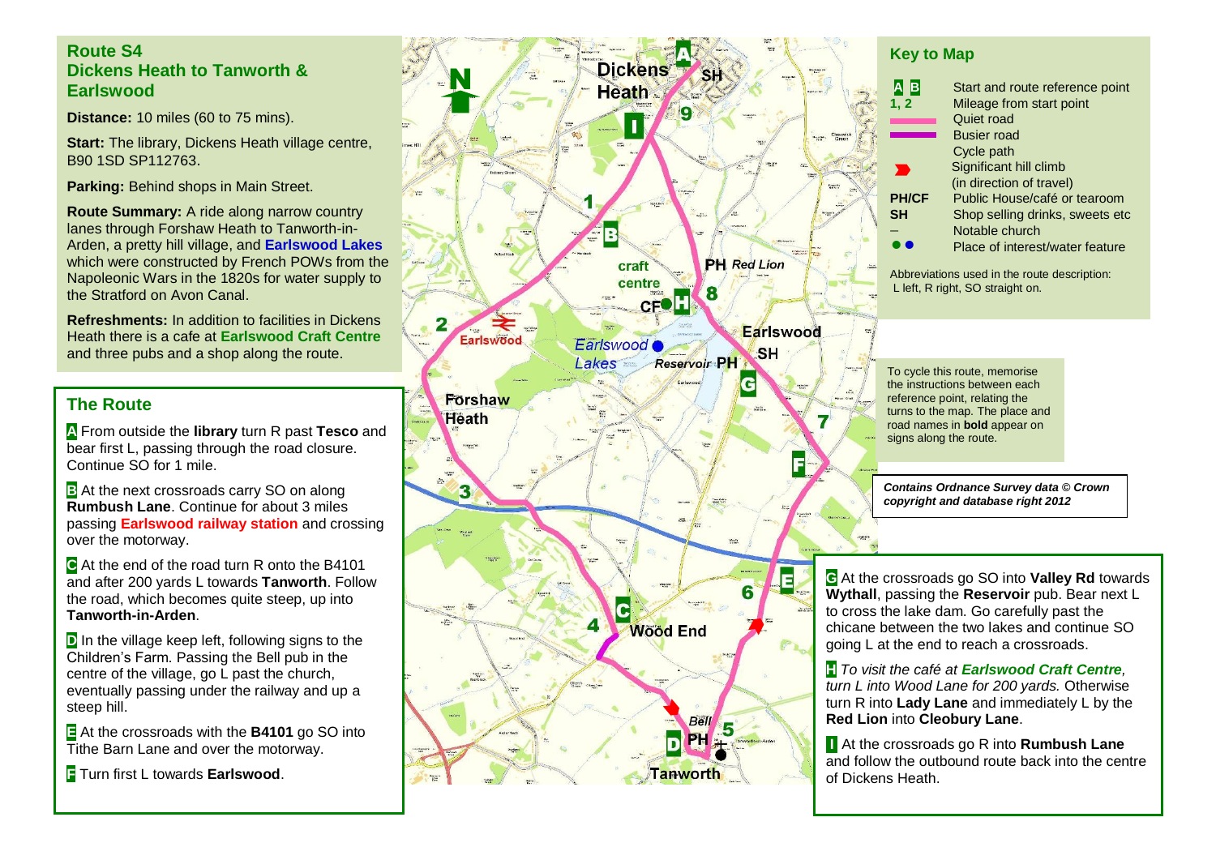## Route S4
## Dickens Heath to Tanworth & Earlswood

**Distance:** 10 miles (60 to 75 mins).

**Start:** The library, Dickens Heath village centre, B90 1SD SP112763.

**Parking:** Behind shops in Main Street.

**Route Summary:** A ride along narrow country lanes through Forshaw Heath to Tanworth-in-Arden, a pretty hill village, and **Earlswood Lakes** which were constructed by French POWs from the Napoleonic Wars in the 1820s for water supply to the Stratford on Avon Canal.

**Refreshments:** In addition to facilities in Dickens Heath there is a cafe at **Earlswood Craft Centre** and three pubs and a shop along the route.

## The Route

**A** From outside the **library** turn R past **Tesco** and bear first L, passing through the road closure. Continue SO for 1 mile.

**B** At the next crossroads carry SO on along **Rumbush Lane**. Continue for about 3 miles passing **Earlswood railway station** and crossing over the motorway.

**C** At the end of the road turn R onto the B4101 and after 200 yards L towards **Tanworth**. Follow the road, which becomes quite steep, up into **Tanworth-in-Arden**.

**D** In the village keep left, following signs to the Children's Farm. Passing the Bell pub in the centre of the village, go L past the church, eventually passing under the railway and up a steep hill.

**E** At the crossroads with the **B4101** go SO into Tithe Barn Lane and over the motorway.

**F** Turn first L towards **Earlswood**.

**G** At the crossroads go SO into **Valley Rd** towards **Wythall**, passing the **Reservoir** pub. Bear next L to cross the lake dam. Go carefully past the chicane between the two lakes and continue SO going L at the end to reach a crossroads.

**H** *To visit the café at **Earlswood Craft Centre**, turn L into Wood Lane for 200 yards.* Otherwise turn R into **Lady Lane** and immediately L by the **Red Lion** into **Cleobury Lane**.

**I** At the crossroads go R into **Rumbush Lane** and follow the outbound route back into the centre of Dickens Heath.

N

Dickens Heath
SH
A
9
I
1
B
craft centre
CF
H
PH Red Lion
8
2
Earlswood
Earlswood Lakes
Reservoir PH
Earlswood
SH
G
Forshaw Heath
7
F
3
E
6
4
C
Wood End
Bell PH
5
D
Tanworth

## Key to Map

| | |
|---|---|
| A B | Start and route reference point |
| 1, 2 | Mileage from start point |
| | Quiet road |
| | Busier road |
| | Cycle path |
| | Significant hill climb (in direction of travel) |
| PH/CF | Public House/café or tearoom |
| SH | Shop selling drinks, sweets etc |
| | Notable church |
| | Place of interest/water feature |

Abbreviations used in the route description: L left, R right, SO straight on.

To cycle this route, memorise the instructions between each reference point, relating the turns to the map. The place and road names in **bold** appear on signs along the route.

***Contains Ordnance Survey data © Crown copyright and database right 2012***